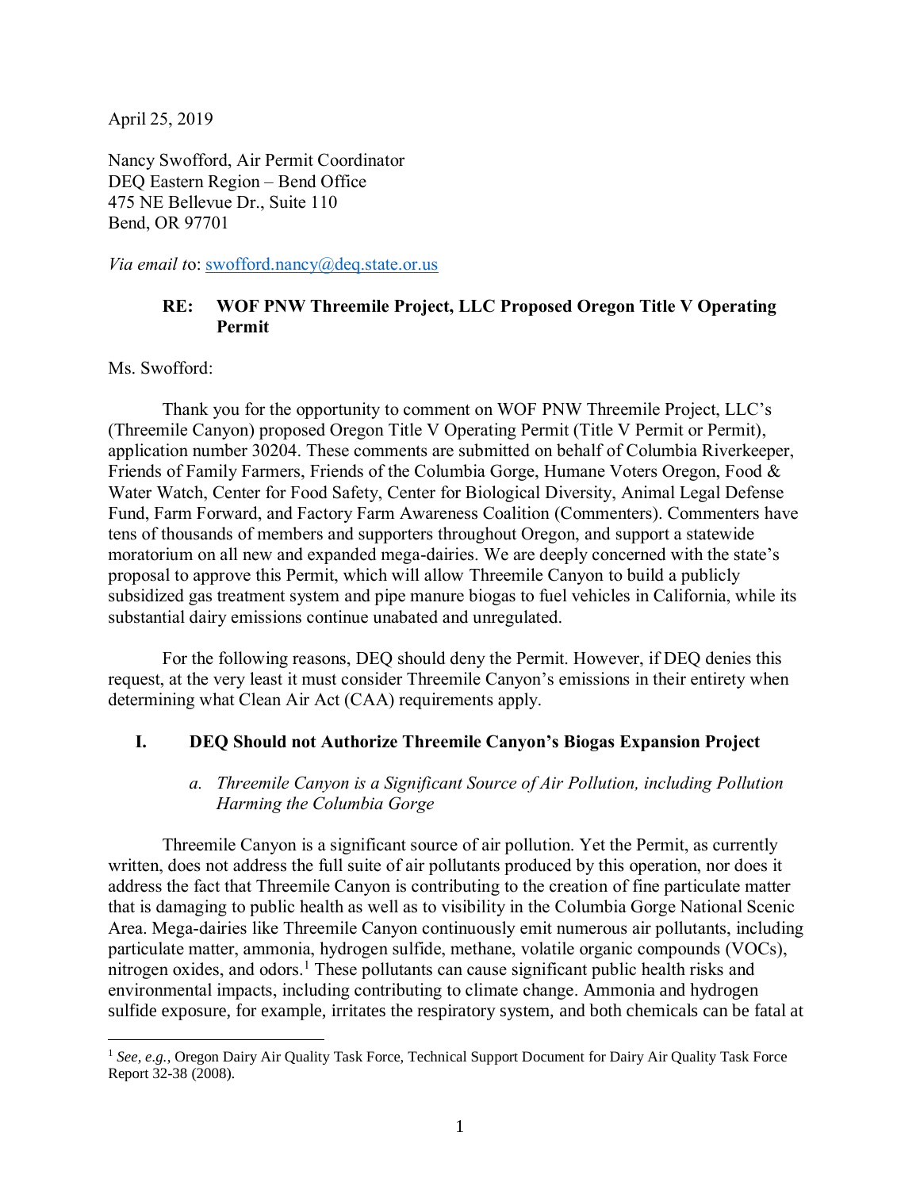April 25, 2019

Nancy Swofford, Air Permit Coordinator
DEQ Eastern Region – Bend Office
475 NE Bellevue Dr., Suite 110
Bend, OR 97701

*Via email to*: swofford.nancy@deq.state.or.us

**RE: WOF PNW Threemile Project, LLC Proposed Oregon Title V Operating Permit**

Ms. Swofford:

Thank you for the opportunity to comment on WOF PNW Threemile Project, LLC's (Threemile Canyon) proposed Oregon Title V Operating Permit (Title V Permit or Permit), application number 30204. These comments are submitted on behalf of Columbia Riverkeeper, Friends of Family Farmers, Friends of the Columbia Gorge, Humane Voters Oregon, Food & Water Watch, Center for Food Safety, Center for Biological Diversity, Animal Legal Defense Fund, Farm Forward, and Factory Farm Awareness Coalition (Commenters). Commenters have tens of thousands of members and supporters throughout Oregon, and support a statewide moratorium on all new and expanded mega-dairies. We are deeply concerned with the state's proposal to approve this Permit, which will allow Threemile Canyon to build a publicly subsidized gas treatment system and pipe manure biogas to fuel vehicles in California, while its substantial dairy emissions continue unabated and unregulated.

For the following reasons, DEQ should deny the Permit. However, if DEQ denies this request, at the very least it must consider Threemile Canyon's emissions in their entirety when determining what Clean Air Act (CAA) requirements apply.

## I. DEQ Should not Authorize Threemile Canyon's Biogas Expansion Project

### *a. Threemile Canyon is a Significant Source of Air Pollution, including Pollution Harming the Columbia Gorge*

Threemile Canyon is a significant source of air pollution. Yet the Permit, as currently written, does not address the full suite of air pollutants produced by this operation, nor does it address the fact that Threemile Canyon is contributing to the creation of fine particulate matter that is damaging to public health as well as to visibility in the Columbia Gorge National Scenic Area. Mega-dairies like Threemile Canyon continuously emit numerous air pollutants, including particulate matter, ammonia, hydrogen sulfide, methane, volatile organic compounds (VOCs), nitrogen oxides, and odors.[1] These pollutants can cause significant public health risks and environmental impacts, including contributing to climate change. Ammonia and hydrogen sulfide exposure, for example, irritates the respiratory system, and both chemicals can be fatal at

[1] *See, e.g.*, Oregon Dairy Air Quality Task Force, Technical Support Document for Dairy Air Quality Task Force Report 32-38 (2008).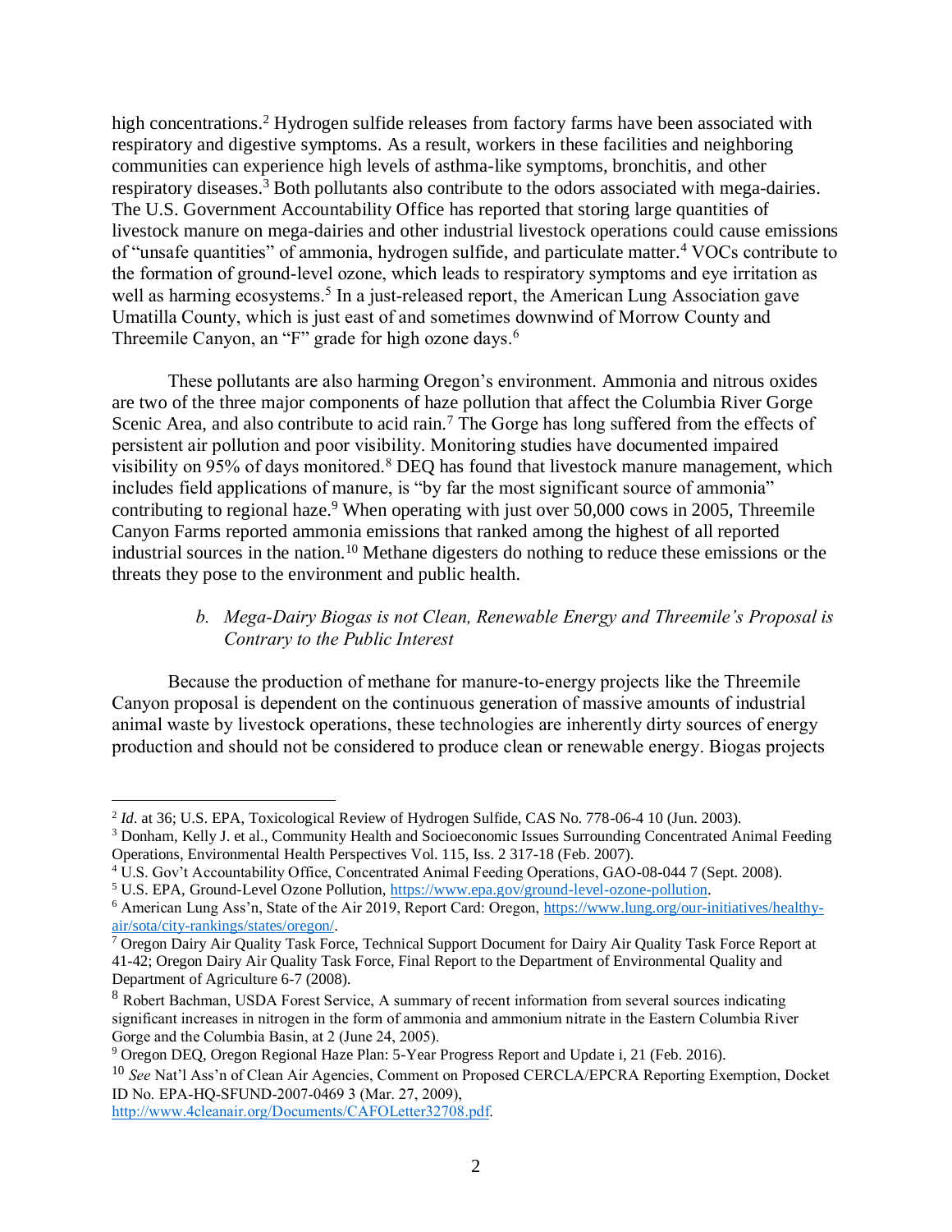high concentrations.[2] Hydrogen sulfide releases from factory farms have been associated with respiratory and digestive symptoms. As a result, workers in these facilities and neighboring communities can experience high levels of asthma-like symptoms, bronchitis, and other respiratory diseases.[3] Both pollutants also contribute to the odors associated with mega-dairies. The U.S. Government Accountability Office has reported that storing large quantities of livestock manure on mega-dairies and other industrial livestock operations could cause emissions of "unsafe quantities" of ammonia, hydrogen sulfide, and particulate matter.[4] VOCs contribute to the formation of ground-level ozone, which leads to respiratory symptoms and eye irritation as well as harming ecosystems.[5] In a just-released report, the American Lung Association gave Umatilla County, which is just east of and sometimes downwind of Morrow County and Threemile Canyon, an "F" grade for high ozone days.[6]

These pollutants are also harming Oregon's environment. Ammonia and nitrous oxides are two of the three major components of haze pollution that affect the Columbia River Gorge Scenic Area, and also contribute to acid rain.[7] The Gorge has long suffered from the effects of persistent air pollution and poor visibility. Monitoring studies have documented impaired visibility on 95% of days monitored.[8] DEQ has found that livestock manure management, which includes field applications of manure, is "by far the most significant source of ammonia" contributing to regional haze.[9] When operating with just over 50,000 cows in 2005, Threemile Canyon Farms reported ammonia emissions that ranked among the highest of all reported industrial sources in the nation.[10] Methane digesters do nothing to reduce these emissions or the threats they pose to the environment and public health.

*b. Mega-Dairy Biogas is not Clean, Renewable Energy and Threemile's Proposal is Contrary to the Public Interest*

Because the production of methane for manure-to-energy projects like the Threemile Canyon proposal is dependent on the continuous generation of massive amounts of industrial animal waste by livestock operations, these technologies are inherently dirty sources of energy production and should not be considered to produce clean or renewable energy. Biogas projects

---

[2] *Id*. at 36; U.S. EPA, Toxicological Review of Hydrogen Sulfide, CAS No. 778-06-4 10 (Jun. 2003).

[3] Donham, Kelly J. et al., Community Health and Socioeconomic Issues Surrounding Concentrated Animal Feeding Operations, Environmental Health Perspectives Vol. 115, Iss. 2 317-18 (Feb. 2007).

[4] U.S. Gov't Accountability Office, Concentrated Animal Feeding Operations, GAO-08-044 7 (Sept. 2008).

[5] U.S. EPA, Ground-Level Ozone Pollution, https://www.epa.gov/ground-level-ozone-pollution.

[6] American Lung Ass'n, State of the Air 2019, Report Card: Oregon, https://www.lung.org/our-initiatives/healthy-air/sota/city-rankings/states/oregon/.

[7] Oregon Dairy Air Quality Task Force, Technical Support Document for Dairy Air Quality Task Force Report at 41-42; Oregon Dairy Air Quality Task Force, Final Report to the Department of Environmental Quality and Department of Agriculture 6-7 (2008).

[8] Robert Bachman, USDA Forest Service, A summary of recent information from several sources indicating significant increases in nitrogen in the form of ammonia and ammonium nitrate in the Eastern Columbia River Gorge and the Columbia Basin, at 2 (June 24, 2005).

[9] Oregon DEQ, Oregon Regional Haze Plan: 5-Year Progress Report and Update i, 21 (Feb. 2016).

[10] *See* Nat'l Ass'n of Clean Air Agencies, Comment on Proposed CERCLA/EPCRA Reporting Exemption, Docket ID No. EPA-HQ-SFUND-2007-0469 3 (Mar. 27, 2009), http://www.4cleanair.org/Documents/CAFOLetter32708.pdf.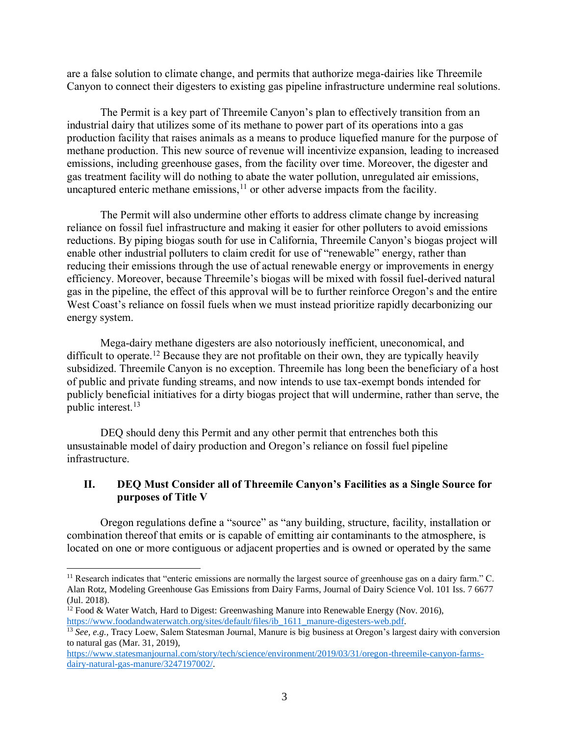are a false solution to climate change, and permits that authorize mega-dairies like Threemile Canyon to connect their digesters to existing gas pipeline infrastructure undermine real solutions.

The Permit is a key part of Threemile Canyon's plan to effectively transition from an industrial dairy that utilizes some of its methane to power part of its operations into a gas production facility that raises animals as a means to produce liquefied manure for the purpose of methane production. This new source of revenue will incentivize expansion, leading to increased emissions, including greenhouse gases, from the facility over time. Moreover, the digester and gas treatment facility will do nothing to abate the water pollution, unregulated air emissions, uncaptured enteric methane emissions,[11] or other adverse impacts from the facility.

The Permit will also undermine other efforts to address climate change by increasing reliance on fossil fuel infrastructure and making it easier for other polluters to avoid emissions reductions. By piping biogas south for use in California, Threemile Canyon's biogas project will enable other industrial polluters to claim credit for use of "renewable" energy, rather than reducing their emissions through the use of actual renewable energy or improvements in energy efficiency. Moreover, because Threemile's biogas will be mixed with fossil fuel-derived natural gas in the pipeline, the effect of this approval will be to further reinforce Oregon's and the entire West Coast's reliance on fossil fuels when we must instead prioritize rapidly decarbonizing our energy system.

Mega-dairy methane digesters are also notoriously inefficient, uneconomical, and difficult to operate.[12] Because they are not profitable on their own, they are typically heavily subsidized. Threemile Canyon is no exception. Threemile has long been the beneficiary of a host of public and private funding streams, and now intends to use tax-exempt bonds intended for publicly beneficial initiatives for a dirty biogas project that will undermine, rather than serve, the public interest.[13]

DEQ should deny this Permit and any other permit that entrenches both this unsustainable model of dairy production and Oregon's reliance on fossil fuel pipeline infrastructure.

## II. DEQ Must Consider all of Threemile Canyon's Facilities as a Single Source for purposes of Title V

Oregon regulations define a "source" as "any building, structure, facility, installation or combination thereof that emits or is capable of emitting air contaminants to the atmosphere, is located on one or more contiguous or adjacent properties and is owned or operated by the same

---

[11] Research indicates that "enteric emissions are normally the largest source of greenhouse gas on a dairy farm." C. Alan Rotz, Modeling Greenhouse Gas Emissions from Dairy Farms, Journal of Dairy Science Vol. 101 Iss. 7 6677 (Jul. 2018).

[12] Food & Water Watch, Hard to Digest: Greenwashing Manure into Renewable Energy (Nov. 2016), https://www.foodandwaterwatch.org/sites/default/files/ib_1611_manure-digesters-web.pdf.

[13] *See, e.g.,* Tracy Loew, Salem Statesman Journal, Manure is big business at Oregon's largest dairy with conversion to natural gas (Mar. 31, 2019), https://www.statesmanjournal.com/story/tech/science/environment/2019/03/31/oregon-threemile-canyon-farms-dairy-natural-gas-manure/3247197002/.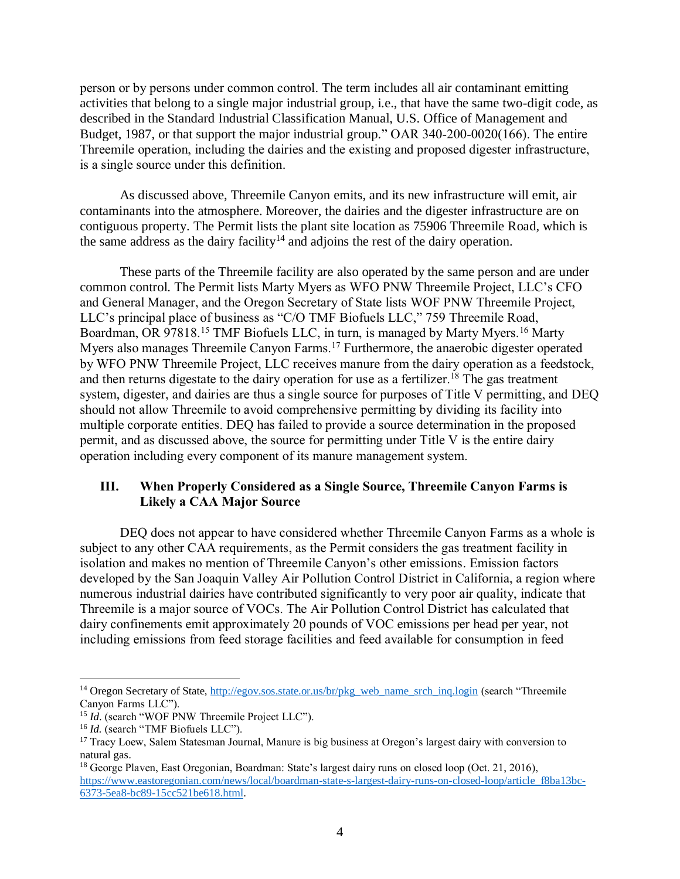person or by persons under common control. The term includes all air contaminant emitting activities that belong to a single major industrial group, i.e., that have the same two-digit code, as described in the Standard Industrial Classification Manual, U.S. Office of Management and Budget, 1987, or that support the major industrial group." OAR 340-200-0020(166). The entire Threemile operation, including the dairies and the existing and proposed digester infrastructure, is a single source under this definition.

As discussed above, Threemile Canyon emits, and its new infrastructure will emit, air contaminants into the atmosphere. Moreover, the dairies and the digester infrastructure are on contiguous property. The Permit lists the plant site location as 75906 Threemile Road, which is the same address as the dairy facility[14] and adjoins the rest of the dairy operation.

These parts of the Threemile facility are also operated by the same person and are under common control. The Permit lists Marty Myers as WFO PNW Threemile Project, LLC's CFO and General Manager, and the Oregon Secretary of State lists WOF PNW Threemile Project, LLC's principal place of business as "C/O TMF Biofuels LLC," 759 Threemile Road, Boardman, OR 97818.[15] TMF Biofuels LLC, in turn, is managed by Marty Myers.[16] Marty Myers also manages Threemile Canyon Farms.[17] Furthermore, the anaerobic digester operated by WFO PNW Threemile Project, LLC receives manure from the dairy operation as a feedstock, and then returns digestate to the dairy operation for use as a fertilizer.[18] The gas treatment system, digester, and dairies are thus a single source for purposes of Title V permitting, and DEQ should not allow Threemile to avoid comprehensive permitting by dividing its facility into multiple corporate entities. DEQ has failed to provide a source determination in the proposed permit, and as discussed above, the source for permitting under Title V is the entire dairy operation including every component of its manure management system.

## III. When Properly Considered as a Single Source, Threemile Canyon Farms is Likely a CAA Major Source

DEQ does not appear to have considered whether Threemile Canyon Farms as a whole is subject to any other CAA requirements, as the Permit considers the gas treatment facility in isolation and makes no mention of Threemile Canyon's other emissions. Emission factors developed by the San Joaquin Valley Air Pollution Control District in California, a region where numerous industrial dairies have contributed significantly to very poor air quality, indicate that Threemile is a major source of VOCs. The Air Pollution Control District has calculated that dairy confinements emit approximately 20 pounds of VOC emissions per head per year, not including emissions from feed storage facilities and feed available for consumption in feed

---

[14] Oregon Secretary of State, http://egov.sos.state.or.us/br/pkg_web_name_srch_inq.login (search "Threemile Canyon Farms LLC").

[15] *Id.* (search "WOF PNW Threemile Project LLC").

[16] *Id.* (search "TMF Biofuels LLC").

[17] Tracy Loew, Salem Statesman Journal, Manure is big business at Oregon's largest dairy with conversion to natural gas.

[18] George Plaven, East Oregonian, Boardman: State's largest dairy runs on closed loop (Oct. 21, 2016), https://www.eastoregonian.com/news/local/boardman-state-s-largest-dairy-runs-on-closed-loop/article_f8ba13bc-6373-5ea8-bc89-15cc521be618.html.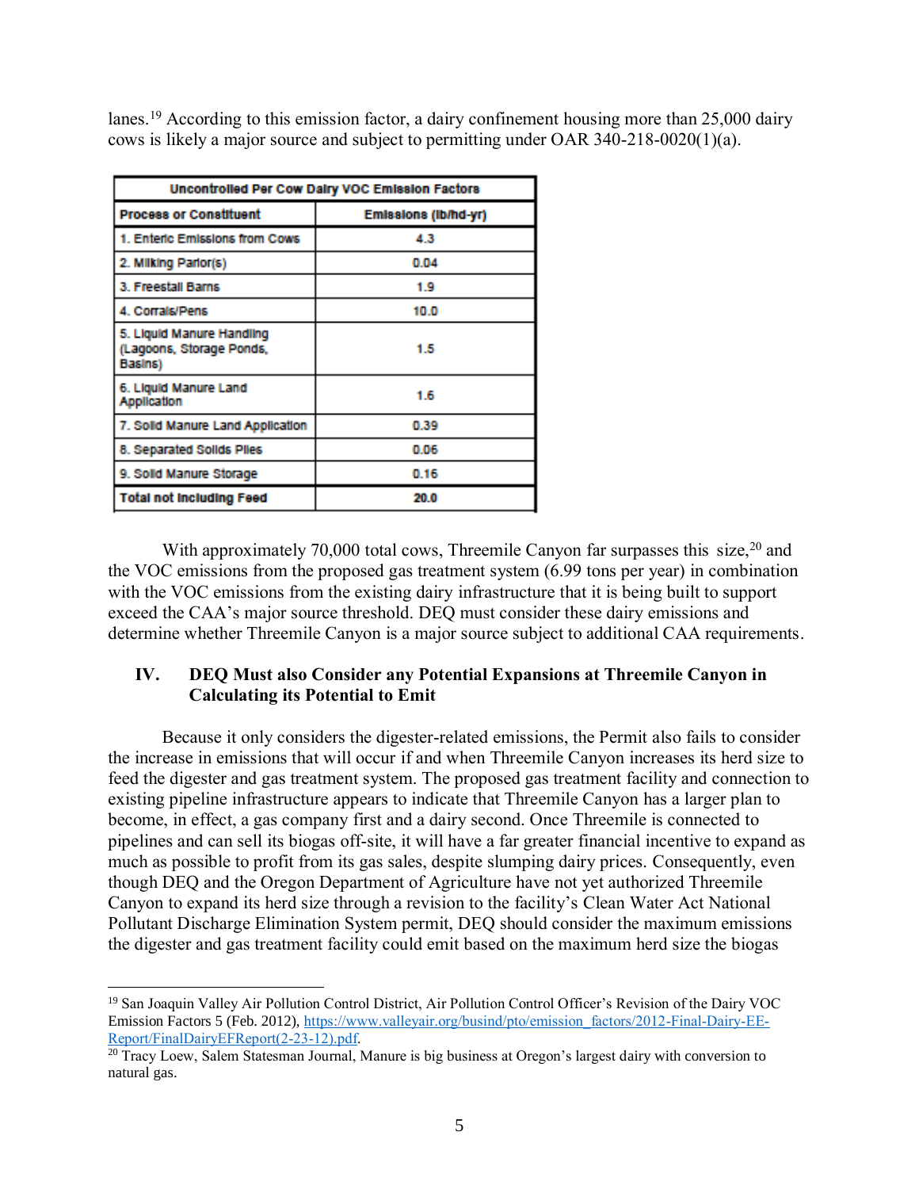lanes.[19] According to this emission factor, a dairy confinement housing more than 25,000 dairy cows is likely a major source and subject to permitting under OAR 340-218-0020(1)(a).

| Uncontrolled Per Cow Dairy VOC Emission Factors | |
|---|---|
| **Process or Constituent** | **Emissions (lb/hd-yr)** |
| 1. Enteric Emissions from Cows | 4.3 |
| 2. Milking Parlor(s) | 0.04 |
| 3. Freestall Barns | 1.9 |
| 4. Corrals/Pens | 10.0 |
| 5. Liquid Manure Handling (Lagoons, Storage Ponds, Basins) | 1.5 |
| 6. Liquid Manure Land Application | 1.6 |
| 7. Solid Manure Land Application | 0.39 |
| 8. Separated Solids Piles | 0.06 |
| 9. Solid Manure Storage | 0.16 |
| **Total not including Feed** | **20.0** |

With approximately 70,000 total cows, Threemile Canyon far surpasses this size,[20] and the VOC emissions from the proposed gas treatment system (6.99 tons per year) in combination with the VOC emissions from the existing dairy infrastructure that it is being built to support exceed the CAA's major source threshold. DEQ must consider these dairy emissions and determine whether Threemile Canyon is a major source subject to additional CAA requirements.

## IV. DEQ Must also Consider any Potential Expansions at Threemile Canyon in Calculating its Potential to Emit

Because it only considers the digester-related emissions, the Permit also fails to consider the increase in emissions that will occur if and when Threemile Canyon increases its herd size to feed the digester and gas treatment system. The proposed gas treatment facility and connection to existing pipeline infrastructure appears to indicate that Threemile Canyon has a larger plan to become, in effect, a gas company first and a dairy second. Once Threemile is connected to pipelines and can sell its biogas off-site, it will have a far greater financial incentive to expand as much as possible to profit from its gas sales, despite slumping dairy prices. Consequently, even though DEQ and the Oregon Department of Agriculture have not yet authorized Threemile Canyon to expand its herd size through a revision to the facility's Clean Water Act National Pollutant Discharge Elimination System permit, DEQ should consider the maximum emissions the digester and gas treatment facility could emit based on the maximum herd size the biogas

---

[19] San Joaquin Valley Air Pollution Control District, Air Pollution Control Officer's Revision of the Dairy VOC Emission Factors 5 (Feb. 2012), https://www.valleyair.org/busind/pto/emission_factors/2012-Final-Dairy-EE-Report/FinalDairyEFReport(2-23-12).pdf.

[20] Tracy Loew, Salem Statesman Journal, Manure is big business at Oregon's largest dairy with conversion to natural gas.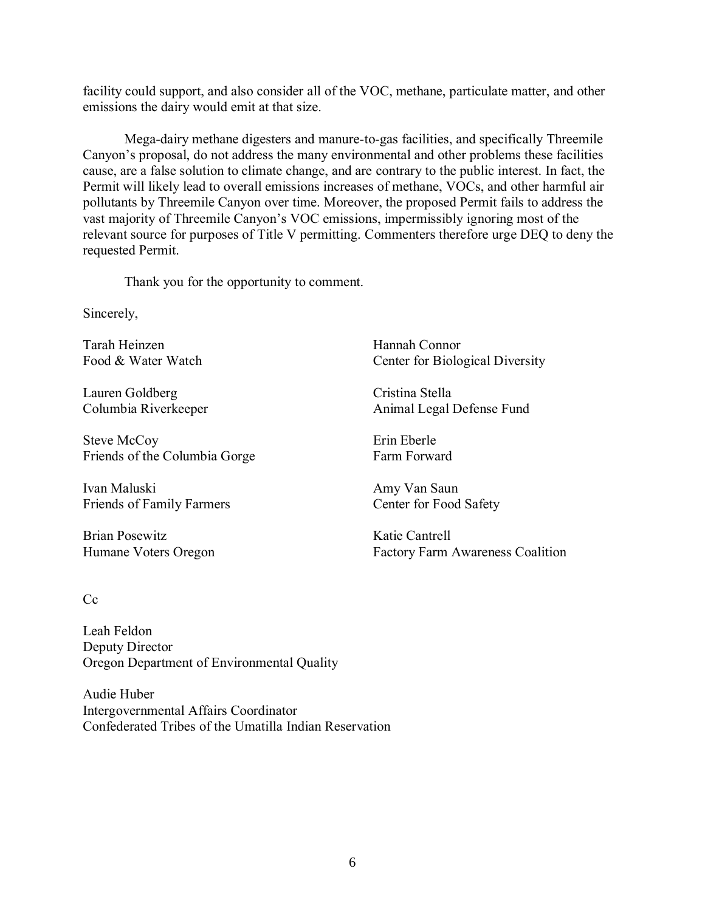facility could support, and also consider all of the VOC, methane, particulate matter, and other emissions the dairy would emit at that size.

Mega-dairy methane digesters and manure-to-gas facilities, and specifically Threemile Canyon's proposal, do not address the many environmental and other problems these facilities cause, are a false solution to climate change, and are contrary to the public interest. In fact, the Permit will likely lead to overall emissions increases of methane, VOCs, and other harmful air pollutants by Threemile Canyon over time. Moreover, the proposed Permit fails to address the vast majority of Threemile Canyon's VOC emissions, impermissibly ignoring most of the relevant source for purposes of Title V permitting. Commenters therefore urge DEQ to deny the requested Permit.

Thank you for the opportunity to comment.

Sincerely,

Tarah Heinzen
Food & Water Watch

Hannah Connor
Center for Biological Diversity

Lauren Goldberg
Columbia Riverkeeper

Cristina Stella
Animal Legal Defense Fund

Steve McCoy
Friends of the Columbia Gorge

Erin Eberle
Farm Forward

Ivan Maluski
Friends of Family Farmers

Amy Van Saun
Center for Food Safety

Brian Posewitz
Humane Voters Oregon

Katie Cantrell
Factory Farm Awareness Coalition

Cc

Leah Feldon
Deputy Director
Oregon Department of Environmental Quality

Audie Huber
Intergovernmental Affairs Coordinator
Confederated Tribes of the Umatilla Indian Reservation